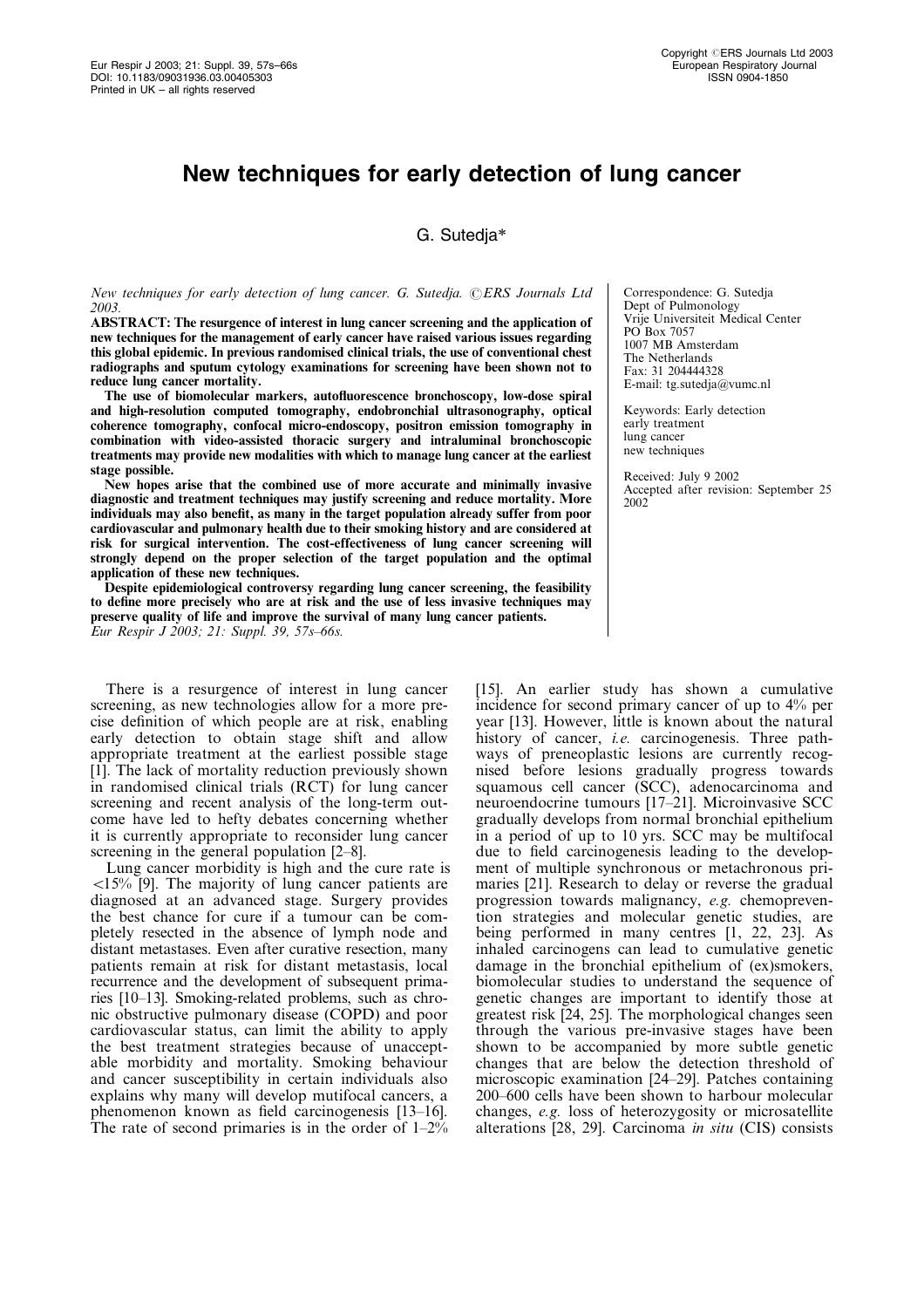# New techniques for early detection of lung cancer

G. Sutedja*

*New techniques for early detection of lung cancer. G. Sutedja. ©ERS Journals Ltd 2003.*

**ABSTRACT: The resurgence of interest in lung cancer screening and the application of new techniques for the management of early cancer have raised various issues regarding this global epidemic. In previous randomised clinical trials, the use of conventional chest radiographs and sputum cytology examinations for screening have been shown not to reduce lung cancer mortality.**

**The use of biomolecular markers, autofluorescence bronchoscopy, low-dose spiral and high-resolution computed tomography, endobronchial ultrasonography, optical coherence tomography, confocal micro-endoscopy, positron emission tomography in combination with video-assisted thoracic surgery and intraluminal bronchoscopic treatments may provide new modalities with which to manage lung cancer at the earliest stage possible.**

**New hopes arise that the combined use of more accurate and minimally invasive diagnostic and treatment techniques may justify screening and reduce mortality. More individuals may also benefit, as many in the target population already suffer from poor cardiovascular and pulmonary health due to their smoking history and are considered at risk for surgical intervention. The cost-effectiveness of lung cancer screening will strongly depend on the proper selection of the target population and the optimal application of these new techniques.**

**Despite epidemiological controversy regarding lung cancer screening, the feasibility to define more precisely who are at risk and the use of less invasive techniques may preserve quality of life and improve the survival of many lung cancer patients.**
*Eur Respir J 2003; 21: Suppl. 39, 57s–66s.*

Correspondence: G. Sutedja
Dept of Pulmonology
Vrije Universiteit Medical Center
PO Box 7057
1007 MB Amsterdam
The Netherlands
Fax: 31 204444328
E-mail: tg.sutedja@vumc.nl

Keywords: Early detection
early treatment
lung cancer
new techniques

Received: July 9 2002
Accepted after revision: September 25 2002

There is a resurgence of interest in lung cancer screening, as new technologies allow for a more precise definition of which people are at risk, enabling early detection to obtain stage shift and allow appropriate treatment at the earliest possible stage [1]. The lack of mortality reduction previously shown in randomised clinical trials (RCT) for lung cancer screening and recent analysis of the long-term outcome have led to hefty debates concerning whether it is currently appropriate to reconsider lung cancer screening in the general population [2–8].

Lung cancer morbidity is high and the cure rate is <15% [9]. The majority of lung cancer patients are diagnosed at an advanced stage. Surgery provides the best chance for cure if a tumour can be completely resected in the absence of lymph node and distant metastases. Even after curative resection, many patients remain at risk for distant metastasis, local recurrence and the development of subsequent primaries [10–13]. Smoking-related problems, such as chronic obstructive pulmonary disease (COPD) and poor cardiovascular status, can limit the ability to apply the best treatment strategies because of unacceptable morbidity and mortality. Smoking behaviour and cancer susceptibility in certain individuals also explains why many will develop mutifocal cancers, a phenomenon known as field carcinogenesis [13–16]. The rate of second primaries is in the order of 1–2% [15]. An earlier study has shown a cumulative incidence for second primary cancer of up to 4% per year [13]. However, little is known about the natural history of cancer, *i.e.* carcinogenesis. Three pathways of preneoplastic lesions are currently recognised before lesions gradually progress towards squamous cell cancer (SCC), adenocarcinoma and neuroendocrine tumours [17–21]. Microinvasive SCC gradually develops from normal bronchial epithelium in a period of up to 10 yrs. SCC may be multifocal due to field carcinogenesis leading to the development of multiple synchronous or metachronous primaries [21]. Research to delay or reverse the gradual progression towards malignancy, *e.g.* chemoprevention strategies and molecular genetic studies, are being performed in many centres [1, 22, 23]. As inhaled carcinogens can lead to cumulative genetic damage in the bronchial epithelium of (ex)smokers, biomolecular studies to understand the sequence of genetic changes are important to identify those at greatest risk [24, 25]. The morphological changes seen through the various pre-invasive stages have been shown to be accompanied by more subtle genetic changes that are below the detection threshold of microscopic examination [24–29]. Patches containing 200–600 cells have been shown to harbour molecular changes, *e.g.* loss of heterozygosity or microsatellite alterations [28, 29]. Carcinoma *in situ* (CIS) consists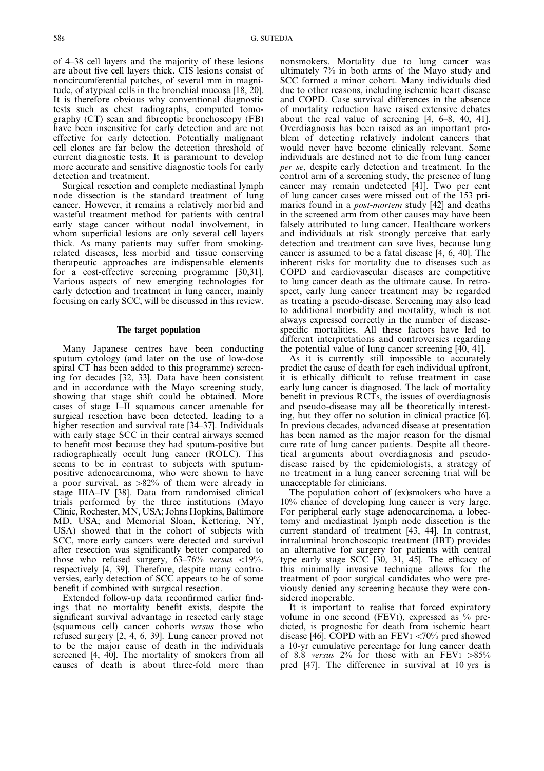of 4–38 cell layers and the majority of these lesions are about five cell layers thick. CIS lesions consist of noncircumferential patches, of several mm in magnitude, of atypical cells in the bronchial mucosa [18, 20]. It is therefore obvious why conventional diagnostic tests such as chest radiographs, computed tomography (CT) scan and fibreoptic bronchoscopy (FB) have been insensitive for early detection and are not effective for early detection. Potentially malignant cell clones are far below the detection threshold of current diagnostic tests. It is paramount to develop more accurate and sensitive diagnostic tools for early detection and treatment.

Surgical resection and complete mediastinal lymph node dissection is the standard treatment of lung cancer. However, it remains a relatively morbid and wasteful treatment method for patients with central early stage cancer without nodal involvement, in whom superficial lesions are only several cell layers thick. As many patients may suffer from smoking-related diseases, less morbid and tissue conserving therapeutic approaches are indispensable elements for a cost-effective screening programme [30,31]. Various aspects of new emerging technologies for early detection and treatment in lung cancer, mainly focusing on early SCC, will be discussed in this review.

## The target population

Many Japanese centres have been conducting sputum cytology (and later on the use of low-dose spiral CT has been added to this programme) screening for decades [32, 33]. Data have been consistent and in accordance with the Mayo screening study, showing that stage shift could be obtained. More cases of stage I–II squamous cancer amenable for surgical resection have been detected, leading to a higher resection and survival rate [34–37]. Individuals with early stage SCC in their central airways seemed to benefit most because they had sputum-positive but radiographically occult lung cancer (ROLC). This seems to be in contrast to subjects with sputum-positive adenocarcinoma, who were shown to have a poor survival, as >82% of them were already in stage IIIA–IV [38]. Data from randomised clinical trials performed by the three institutions (Mayo Clinic, Rochester, MN, USA; Johns Hopkins, Baltimore MD, USA; and Memorial Sloan, Kettering, NY, USA) showed that in the cohort of subjects with SCC, more early cancers were detected and survival after resection was significantly better compared to those who refused surgery, 63–76% *versus* <19%, respectively [4, 39]. Therefore, despite many controversies, early detection of SCC appears to be of some benefit if combined with surgical resection.

Extended follow-up data reconfirmed earlier findings that no mortality benefit exists, despite the significant survival advantage in resected early stage (squamous cell) cancer cohorts *versus* those who refused surgery [2, 4, 6, 39]. Lung cancer proved not to be the major cause of death in the individuals screened [4, 40]. The mortality of smokers from all causes of death is about three-fold more than nonsmokers. Mortality due to lung cancer was ultimately 7% in both arms of the Mayo study and SCC formed a minor cohort. Many individuals died due to other reasons, including ischemic heart disease and COPD. Case survival differences in the absence of mortality reduction have raised extensive debates about the real value of screening [4, 6–8, 40, 41]. Overdiagnosis has been raised as an important problem of detecting relatively indolent cancers that would never have become clinically relevant. Some individuals are destined not to die from lung cancer *per se*, despite early detection and treatment. In the control arm of a screening study, the presence of lung cancer may remain undetected [41]. Two per cent of lung cancer cases were missed out of the 153 primaries found in a *post-mortem* study [42] and deaths in the screened arm from other causes may have been falsely attributed to lung cancer. Healthcare workers and individuals at risk strongly perceive that early detection and treatment can save lives, because lung cancer is assumed to be a fatal disease [4, 6, 40]. The inherent risks for mortality due to diseases such as COPD and cardiovascular diseases are competitive to lung cancer death as the ultimate cause. In retrospect, early lung cancer treatment may be regarded as treating a pseudo-disease. Screening may also lead to additional morbidity and mortality, which is not always expressed correctly in the number of disease-specific mortalities. All these factors have led to different interpretations and controversies regarding the potential value of lung cancer screening [40, 41].

As it is currently still impossible to accurately predict the cause of death for each individual upfront, it is ethically difficult to refuse treatment in case early lung cancer is diagnosed. The lack of mortality benefit in previous RCTs, the issues of overdiagnosis and pseudo-disease may all be theoretically interesting, but they offer no solution in clinical practice [6]. In previous decades, advanced disease at presentation has been named as the major reason for the dismal cure rate of lung cancer patients. Despite all theoretical arguments about overdiagnosis and pseudo-disease raised by the epidemiologists, a strategy of no treatment in a lung cancer screening trial will be unacceptable for clinicians.

The population cohort of (ex)smokers who have a 10% chance of developing lung cancer is very large. For peripheral early stage adenocarcinoma, a lobectomy and mediastinal lymph node dissection is the current standard of treatment [43, 44]. In contrast, intraluminal bronchoscopic treatment (IBT) provides an alternative for surgery for patients with central type early stage SCC [30, 31, 45]. The efficacy of this minimally invasive technique allows for the treatment of poor surgical candidates who were previously denied any screening because they were considered inoperable.

It is important to realise that forced expiratory volume in one second ($FEV_1$), expressed as % predicted, is prognostic for death from ischemic heart disease [46]. COPD with an $FEV_1$ <70% pred showed a 10-yr cumulative percentage for lung cancer death of 8.8 *versus* 2% for those with an $FEV_1$ >85% pred [47]. The difference in survival at 10 yrs is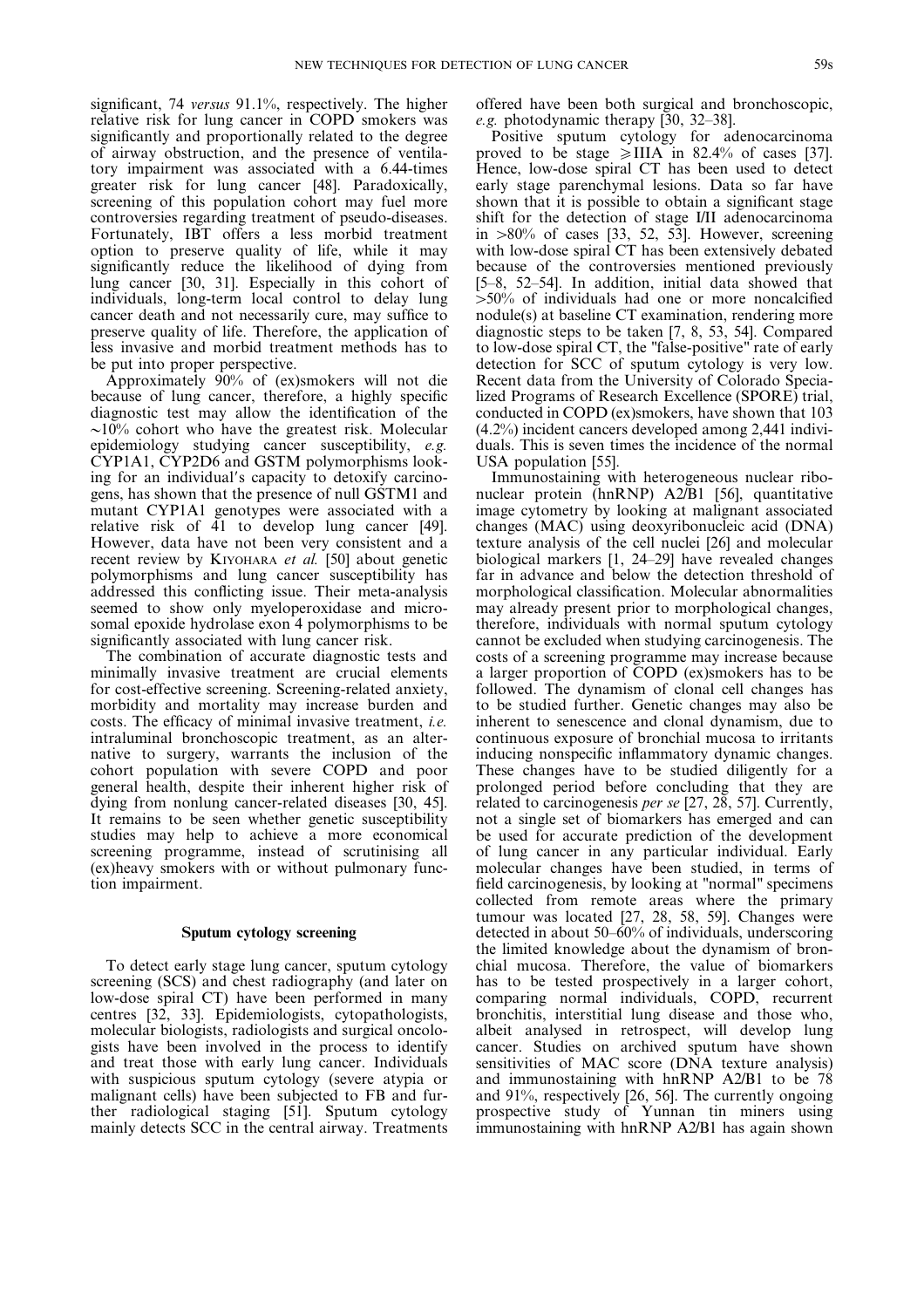significant, 74 *versus* 91.1%, respectively. The higher relative risk for lung cancer in COPD smokers was significantly and proportionally related to the degree of airway obstruction, and the presence of ventilatory impairment was associated with a 6.44-times greater risk for lung cancer [48]. Paradoxically, screening of this population cohort may fuel more controversies regarding treatment of pseudo-diseases. Fortunately, IBT offers a less morbid treatment option to preserve quality of life, while it may significantly reduce the likelihood of dying from lung cancer [30, 31]. Especially in this cohort of individuals, long-term local control to delay lung cancer death and not necessarily cure, may suffice to preserve quality of life. Therefore, the application of less invasive and morbid treatment methods has to be put into proper perspective.

Approximately 90% of (ex)smokers will not die because of lung cancer, therefore, a highly specific diagnostic test may allow the identification of the ~10% cohort who have the greatest risk. Molecular epidemiology studying cancer susceptibility, *e.g.* CYP1A1, CYP2D6 and GSTM polymorphisms looking for an individual's capacity to detoxify carcinogens, has shown that the presence of null GSTM1 and mutant CYP1A1 genotypes were associated with a relative risk of 41 to develop lung cancer [49]. However, data have not been very consistent and a recent review by KIYOHARA *et al.* [50] about genetic polymorphisms and lung cancer susceptibility has addressed this conflicting issue. Their meta-analysis seemed to show only myeloperoxidase and microsomal epoxide hydrolase exon 4 polymorphisms to be significantly associated with lung cancer risk.

The combination of accurate diagnostic tests and minimally invasive treatment are crucial elements for cost-effective screening. Screening-related anxiety, morbidity and mortality may increase burden and costs. The efficacy of minimal invasive treatment, *i.e.* intraluminal bronchoscopic treatment, as an alternative to surgery, warrants the inclusion of the cohort population with severe COPD and poor general health, despite their inherent higher risk of dying from nonlung cancer-related diseases [30, 45]. It remains to be seen whether genetic susceptibility studies may help to achieve a more economical screening programme, instead of scrutinising all (ex)heavy smokers with or without pulmonary function impairment.

## Sputum cytology screening

To detect early stage lung cancer, sputum cytology screening (SCS) and chest radiography (and later on low-dose spiral CT) have been performed in many centres [32, 33]. Epidemiologists, cytopathologists, molecular biologists, radiologists and surgical oncologists have been involved in the process to identify and treat those with early lung cancer. Individuals with suspicious sputum cytology (severe atypia or malignant cells) have been subjected to FB and further radiological staging [51]. Sputum cytology mainly detects SCC in the central airway. Treatments offered have been both surgical and bronchoscopic, *e.g.* photodynamic therapy [30, 32–38].

Positive sputum cytology for adenocarcinoma proved to be stage ⩾IIIA in 82.4% of cases [37]. Hence, low-dose spiral CT has been used to detect early stage parenchymal lesions. Data so far have shown that it is possible to obtain a significant stage shift for the detection of stage I/II adenocarcinoma in >80% of cases [33, 52, 53]. However, screening with low-dose spiral CT has been extensively debated because of the controversies mentioned previously [5–8, 52–54]. In addition, initial data showed that >50% of individuals had one or more noncalcified nodule(s) at baseline CT examination, rendering more diagnostic steps to be taken [7, 8, 53, 54]. Compared to low-dose spiral CT, the "false-positive" rate of early detection for SCC of sputum cytology is very low. Recent data from the University of Colorado Specialized Programs of Research Excellence (SPORE) trial, conducted in COPD (ex)smokers, have shown that 103 (4.2%) incident cancers developed among 2,441 individuals. This is seven times the incidence of the normal USA population [55].

Immunostaining with heterogeneous nuclear ribonuclear protein (hnRNP) A2/B1 [56], quantitative image cytometry by looking at malignant associated changes (MAC) using deoxyribonucleic acid (DNA) texture analysis of the cell nuclei [26] and molecular biological markers [1, 24–29] have revealed changes far in advance and below the detection threshold of morphological classification. Molecular abnormalities may already present prior to morphological changes, therefore, individuals with normal sputum cytology cannot be excluded when studying carcinogenesis. The costs of a screening programme may increase because a larger proportion of COPD (ex)smokers has to be followed. The dynamism of clonal cell changes has to be studied further. Genetic changes may also be inherent to senescence and clonal dynamism, due to continuous exposure of bronchial mucosa to irritants inducing nonspecific inflammatory dynamic changes. These changes have to be studied diligently for a prolonged period before concluding that they are related to carcinogenesis *per se* [27, 28, 57]. Currently, not a single set of biomarkers has emerged and can be used for accurate prediction of the development of lung cancer in any particular individual. Early molecular changes have been studied, in terms of field carcinogenesis, by looking at "normal" specimens collected from remote areas where the primary tumour was located [27, 28, 58, 59]. Changes were detected in about 50–60% of individuals, underscoring the limited knowledge about the dynamism of bronchial mucosa. Therefore, the value of biomarkers has to be tested prospectively in a larger cohort, comparing normal individuals, COPD, recurrent bronchitis, interstitial lung disease and those who, albeit analysed in retrospect, will develop lung cancer. Studies on archived sputum have shown sensitivities of MAC score (DNA texture analysis) and immunostaining with hnRNP A2/B1 to be 78 and 91%, respectively [26, 56]. The currently ongoing prospective study of Yunnan tin miners using immunostaining with hnRNP A2/B1 has again shown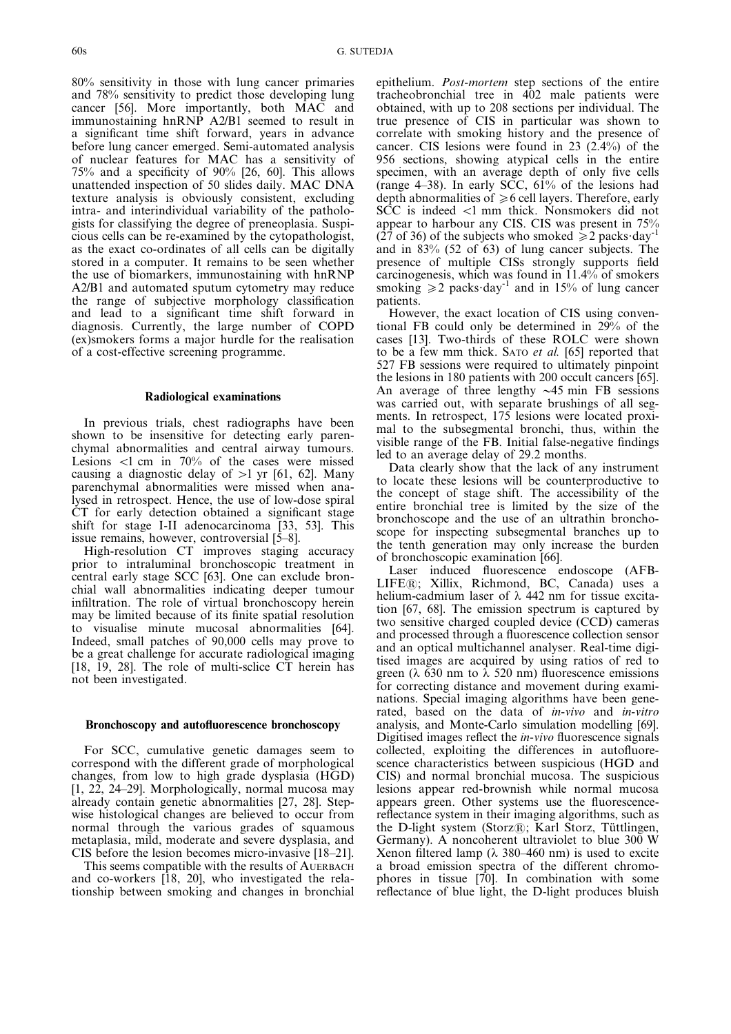80% sensitivity in those with lung cancer primaries and 78% sensitivity to predict those developing lung cancer [56]. More importantly, both MAC and immunostaining hnRNP A2/B1 seemed to result in a significant time shift forward, years in advance before lung cancer emerged. Semi-automated analysis of nuclear features for MAC has a sensitivity of 75% and a specificity of 90% [26, 60]. This allows unattended inspection of 50 slides daily. MAC DNA texture analysis is obviously consistent, excluding intra- and interindividual variability of the pathologists for classifying the degree of preneoplasia. Suspicious cells can be re-examined by the cytopathologist, as the exact co-ordinates of all cells can be digitally stored in a computer. It remains to be seen whether the use of biomarkers, immunostaining with hnRNP A2/B1 and automated sputum cytometry may reduce the range of subjective morphology classification and lead to a significant time shift forward in diagnosis. Currently, the large number of COPD (ex)smokers forms a major hurdle for the realisation of a cost-effective screening programme.

## Radiological examinations

In previous trials, chest radiographs have been shown to be insensitive for detecting early parenchymal abnormalities and central airway tumours. Lesions <1 cm in 70% of the cases were missed causing a diagnostic delay of >1 yr [61, 62]. Many parenchymal abnormalities were missed when analysed in retrospect. Hence, the use of low-dose spiral CT for early detection obtained a significant stage shift for stage I-II adenocarcinoma [33, 53]. This issue remains, however, controversial [5–8].

High-resolution CT improves staging accuracy prior to intraluminal bronchoscopic treatment in central early stage SCC [63]. One can exclude bronchial wall abnormalities indicating deeper tumour infiltration. The role of virtual bronchoscopy herein may be limited because of its finite spatial resolution to visualise minute mucosal abnormalities [64]. Indeed, small patches of 90,000 cells may prove to be a great challenge for accurate radiological imaging [18, 19, 28]. The role of multi-sclice CT herein has not been investigated.

## Bronchoscopy and autofluorescence bronchoscopy

For SCC, cumulative genetic damages seem to correspond with the different grade of morphological changes, from low to high grade dysplasia (HGD) [1, 22, 24–29]. Morphologically, normal mucosa may already contain genetic abnormalities [27, 28]. Stepwise histological changes are believed to occur from normal through the various grades of squamous metaplasia, mild, moderate and severe dysplasia, and CIS before the lesion becomes micro-invasive [18–21].

This seems compatible with the results of AUERBACH and co-workers [18, 20], who investigated the relationship between smoking and changes in bronchial epithelium. *Post-mortem* step sections of the entire tracheobronchial tree in 402 male patients were obtained, with up to 208 sections per individual. The true presence of CIS in particular was shown to correlate with smoking history and the presence of cancer. CIS lesions were found in 23 (2.4%) of the 956 sections, showing atypical cells in the entire specimen, with an average depth of only five cells (range 4–38). In early SCC, 61% of the lesions had depth abnormalities of ≥6 cell layers. Therefore, early SCC is indeed <1 mm thick. Nonsmokers did not appear to harbour any CIS. CIS was present in 75% (27 of 36) of the subjects who smoked ≥2 packs·day$^{-1}$ and in 83% (52 of 63) of lung cancer subjects. The presence of multiple CISs strongly supports field carcinogenesis, which was found in 11.4% of smokers smoking ≥2 packs·day$^{-1}$ and in 15% of lung cancer patients.

However, the exact location of CIS using conventional FB could only be determined in 29% of the cases [13]. Two-thirds of these ROLC were shown to be a few mm thick. SATO *et al.* [65] reported that 527 FB sessions were required to ultimately pinpoint the lesions in 180 patients with 200 occult cancers [65]. An average of three lengthy ~45 min FB sessions was carried out, with separate brushings of all segments. In retrospect, 175 lesions were located proximal to the subsegmental bronchi, thus, within the visible range of the FB. Initial false-negative findings led to an average delay of 29.2 months.

Data clearly show that the lack of any instrument to locate these lesions will be counterproductive to the concept of stage shift. The accessibility of the entire bronchial tree is limited by the size of the bronchoscope and the use of an ultrathin bronchoscope for inspecting subsegmental branches up to the tenth generation may only increase the burden of bronchoscopic examination [66].

Laser induced fluorescence endoscope (AFB-LIFE®; Xillix, Richmond, BC, Canada) uses a helium-cadmium laser of λ 442 nm for tissue excitation [67, 68]. The emission spectrum is captured by two sensitive charged coupled device (CCD) cameras and processed through a fluorescence collection sensor and an optical multichannel analyser. Real-time digitised images are acquired by using ratios of red to green (λ 630 nm to λ 520 nm) fluorescence emissions for correcting distance and movement during examinations. Special imaging algorithms have been generated, based on the data of *in-vivo* and *in-vitro* analysis, and Monte-Carlo simulation modelling [69]. Digitised images reflect the *in-vivo* fluorescence signals collected, exploiting the differences in autofluorescence characteristics between suspicious (HGD and CIS) and normal bronchial mucosa. The suspicious lesions appear red-brownish while normal mucosa appears green. Other systems use the fluorescence-reflectance system in their imaging algorithms, such as the D-light system (Storz®; Karl Storz, Tüttlingen, Germany). A noncoherent ultraviolet to blue 300 W Xenon filtered lamp (λ 380–460 nm) is used to excite a broad emission spectra of the different chromophores in tissue [70]. In combination with some reflectance of blue light, the D-light produces bluish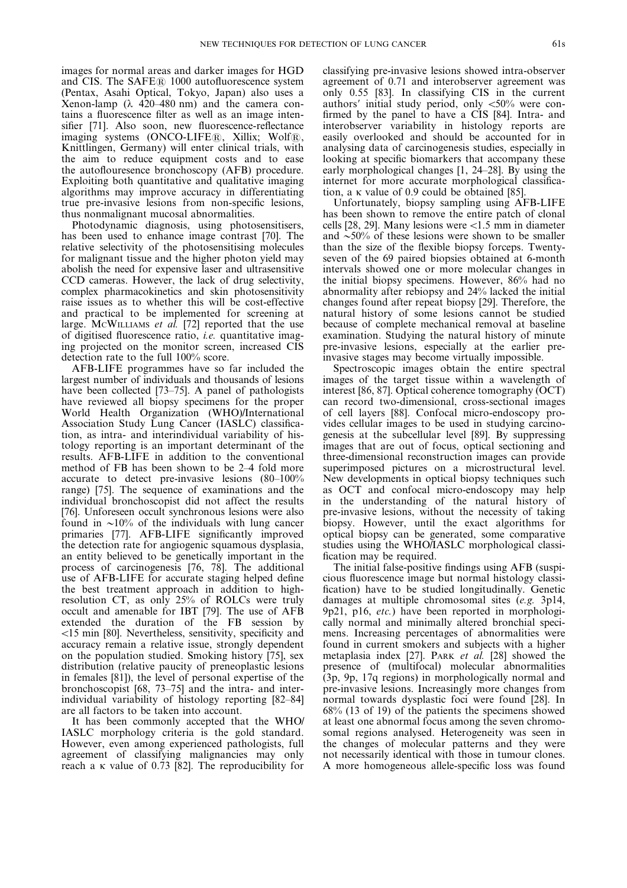images for normal areas and darker images for HGD and CIS. The SAFE® 1000 autofluorescence system (Pentax, Asahi Optical, Tokyo, Japan) also uses a Xenon-lamp ($\lambda$ 420–480 nm) and the camera contains a fluorescence filter as well as an image intensifier [71]. Also soon, new fluorescence-reflectance imaging systems (ONCO-LIFE®, Xillix; Wolf®, Knittlingen, Germany) will enter clinical trials, with the aim to reduce equipment costs and to ease the autoflouresence bronchoscopy (AFB) procedure. Exploiting both quantitative and qualitative imaging algorithms may improve accuracy in differentiating true pre-invasive lesions from non-specific lesions, thus nonmalignant mucosal abnormalities.

Photodynamic diagnosis, using photosensitisers, has been used to enhance image contrast [70]. The relative selectivity of the photosensitising molecules for malignant tissue and the higher photon yield may abolish the need for expensive laser and ultrasensitive CCD cameras. However, the lack of drug selectivity, complex pharmacokinetics and skin photosensitivity raise issues as to whether this will be cost-effective and practical to be implemented for screening at large. McWilliams *et al.* [72] reported that the use of digitised fluorescence ratio, *i.e.* quantitative imaging projected on the monitor screen, increased CIS detection rate to the full 100% score.

AFB-LIFE programmes have so far included the largest number of individuals and thousands of lesions have been collected [73–75]. A panel of pathologists have reviewed all biopsy specimens for the proper World Health Organization (WHO)/International Association Study Lung Cancer (IASLC) classification, as intra- and interindividual variability of histology reporting is an important determinant of the results. AFB-LIFE in addition to the conventional method of FB has been shown to be 2–4 fold more accurate to detect pre-invasive lesions (80–100% range) [75]. The sequence of examinations and the individual bronchoscopist did not affect the results [76]. Unforeseen occult synchronous lesions were also found in ~10% of the individuals with lung cancer primaries [77]. AFB-LIFE significantly improved the detection rate for angiogenic squamous dysplasia, an entity believed to be genetically important in the process of carcinogenesis [76, 78]. The additional use of AFB-LIFE for accurate staging helped define the best treatment approach in addition to high-resolution CT, as only 25% of ROLCs were truly occult and amenable for IBT [79]. The use of AFB extended the duration of the FB session by <15 min [80]. Nevertheless, sensitivity, specificity and accuracy remain a relative issue, strongly dependent on the population studied. Smoking history [75], sex distribution (relative paucity of preneoplastic lesions in females [81]), the level of personal expertise of the bronchoscopist [68, 73–75] and the intra- and inter-individual variability of histology reporting [82–84] are all factors to be taken into account.

It has been commonly accepted that the WHO/IASLC morphology criteria is the gold standard. However, even among experienced pathologists, full agreement of classifying malignancies may only reach a $\kappa$ value of 0.73 [82]. The reproducibility for classifying pre-invasive lesions showed intra-observer agreement of 0.71 and interobserver agreement was only 0.55 [83]. In classifying CIS in the current authors' initial study period, only <50% were confirmed by the panel to have a CIS [84]. Intra- and interobserver variability in histology reports are easily overlooked and should be accounted for in analysing data of carcinogenesis studies, especially in looking at specific biomarkers that accompany these early morphological changes [1, 24–28]. By using the internet for more accurate morphological classification, a $\kappa$ value of 0.9 could be obtained [85].

Unfortunately, biopsy sampling using AFB-LIFE has been shown to remove the entire patch of clonal cells [28, 29]. Many lesions were <1.5 mm in diameter and ~50% of these lesions were shown to be smaller than the size of the flexible biopsy forceps. Twenty-seven of the 69 paired biopsies obtained at 6-month intervals showed one or more molecular changes in the initial biopsy specimens. However, 86% had no abnormality after rebiopsy and 24% lacked the initial changes found after repeat biopsy [29]. Therefore, the natural history of some lesions cannot be studied because of complete mechanical removal at baseline examination. Studying the natural history of minute pre-invasive lesions, especially at the earlier pre-invasive stages may become virtually impossible.

Spectroscopic images obtain the entire spectral images of the target tissue within a wavelength of interest [86, 87]. Optical coherence tomography (OCT) can record two-dimensional, cross-sectional images of cell layers [88]. Confocal micro-endoscopy provides cellular images to be used in studying carcinogenesis at the subcellular level [89]. By suppressing images that are out of focus, optical sectioning and three-dimensional reconstruction images can provide superimposed pictures on a microstructural level. New developments in optical biopsy techniques such as OCT and confocal micro-endoscopy may help in the understanding of the natural history of pre-invasive lesions, without the necessity of taking biopsy. However, until the exact algorithms for optical biopsy can be generated, some comparative studies using the WHO/IASLC morphological classification may be required.

The initial false-positive findings using AFB (suspicious fluorescence image but normal histology classification) have to be studied longitudinally. Genetic damages at multiple chromosomal sites (*e.g.* 3p14, 9p21, p16, *etc.*) have been reported in morphologically normal and minimally altered bronchial specimens. Increasing percentages of abnormalities were found in current smokers and subjects with a higher metaplasia index [27]. Park *et al.* [28] showed the presence of (multifocal) molecular abnormalities (3p, 9p, 17q regions) in morphologically normal and pre-invasive lesions. Increasingly more changes from normal towards dysplastic foci were found [28]. In 68% (13 of 19) of the patients the specimens showed at least one abnormal focus among the seven chromosomal regions analysed. Heterogeneity was seen in the changes of molecular patterns and they were not necessarily identical with those in tumour clones. A more homogeneous allele-specific loss was found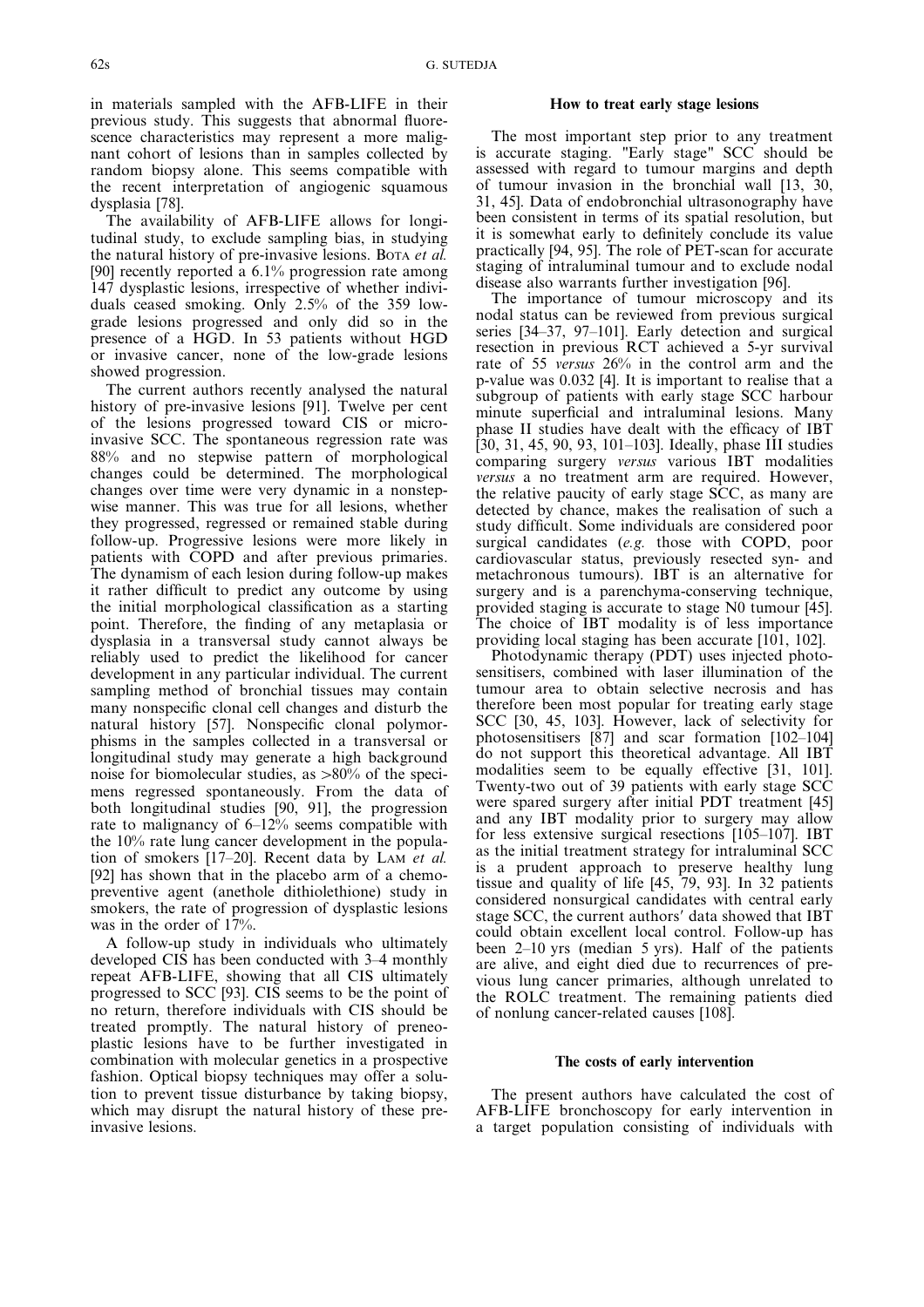in materials sampled with the AFB-LIFE in their previous study. This suggests that abnormal fluorescence characteristics may represent a more malignant cohort of lesions than in samples collected by random biopsy alone. This seems compatible with the recent interpretation of angiogenic squamous dysplasia [78].

The availability of AFB-LIFE allows for longitudinal study, to exclude sampling bias, in studying the natural history of pre-invasive lesions. BOTA *et al.* [90] recently reported a 6.1% progression rate among 147 dysplastic lesions, irrespective of whether individuals ceased smoking. Only 2.5% of the 359 low-grade lesions progressed and only did so in the presence of a HGD. In 53 patients without HGD or invasive cancer, none of the low-grade lesions showed progression.

The current authors recently analysed the natural history of pre-invasive lesions [91]. Twelve per cent of the lesions progressed toward CIS or micro-invasive SCC. The spontaneous regression rate was 88% and no stepwise pattern of morphological changes could be determined. The morphological changes over time were very dynamic in a nonstepwise manner. This was true for all lesions, whether they progressed, regressed or remained stable during follow-up. Progressive lesions were more likely in patients with COPD and after previous primaries. The dynamism of each lesion during follow-up makes it rather difficult to predict any outcome by using the initial morphological classification as a starting point. Therefore, the finding of any metaplasia or dysplasia in a transversal study cannot always be reliably used to predict the likelihood for cancer development in any particular individual. The current sampling method of bronchial tissues may contain many nonspecific clonal cell changes and disturb the natural history [57]. Nonspecific clonal polymorphisms in the samples collected in a transversal or longitudinal study may generate a high background noise for biomolecular studies, as >80% of the specimens regressed spontaneously. From the data of both longitudinal studies [90, 91], the progression rate to malignancy of 6–12% seems compatible with the 10% rate lung cancer development in the population of smokers [17–20]. Recent data by LAM *et al.* [92] has shown that in the placebo arm of a chemopreventive agent (anethole dithiolethione) study in smokers, the rate of progression of dysplastic lesions was in the order of 17%.

A follow-up study in individuals who ultimately developed CIS has been conducted with 3–4 monthly repeat AFB-LIFE, showing that all CIS ultimately progressed to SCC [93]. CIS seems to be the point of no return, therefore individuals with CIS should be treated promptly. The natural history of preneoplastic lesions have to be further investigated in combination with molecular genetics in a prospective fashion. Optical biopsy techniques may offer a solution to prevent tissue disturbance by taking biopsy, which may disrupt the natural history of these pre-invasive lesions.

## How to treat early stage lesions

The most important step prior to any treatment is accurate staging. "Early stage" SCC should be assessed with regard to tumour margins and depth of tumour invasion in the bronchial wall [13, 30, 31, 45]. Data of endobronchial ultrasonography have been consistent in terms of its spatial resolution, but it is somewhat early to definitely conclude its value practically [94, 95]. The role of PET-scan for accurate staging of intraluminal tumour and to exclude nodal disease also warrants further investigation [96].

The importance of tumour microscopy and its nodal status can be reviewed from previous surgical series [34–37, 97–101]. Early detection and surgical resection in previous RCT achieved a 5-yr survival rate of 55 *versus* 26% in the control arm and the p-value was 0.032 [4]. It is important to realise that a subgroup of patients with early stage SCC harbour minute superficial and intraluminal lesions. Many phase II studies have dealt with the efficacy of IBT [30, 31, 45, 90, 93, 101–103]. Ideally, phase III studies comparing surgery *versus* various IBT modalities *versus* a no treatment arm are required. However, the relative paucity of early stage SCC, as many are detected by chance, makes the realisation of such a study difficult. Some individuals are considered poor surgical candidates (*e.g.* those with COPD, poor cardiovascular status, previously resected syn- and metachronous tumours). IBT is an alternative for surgery and is a parenchyma-conserving technique, provided staging is accurate to stage N0 tumour [45]. The choice of IBT modality is of less importance providing local staging has been accurate [101, 102].

Photodynamic therapy (PDT) uses injected photosensitisers, combined with laser illumination of the tumour area to obtain selective necrosis and has therefore been most popular for treating early stage SCC [30, 45, 103]. However, lack of selectivity for photosensitisers [87] and scar formation [102–104] do not support this theoretical advantage. All IBT modalities seem to be equally effective [31, 101]. Twenty-two out of 39 patients with early stage SCC were spared surgery after initial PDT treatment [45] and any IBT modality prior to surgery may allow for less extensive surgical resections [105–107]. IBT as the initial treatment strategy for intraluminal SCC is a prudent approach to preserve healthy lung tissue and quality of life [45, 79, 93]. In 32 patients considered nonsurgical candidates with central early stage SCC, the current authors' data showed that IBT could obtain excellent local control. Follow-up has been 2–10 yrs (median 5 yrs). Half of the patients are alive, and eight died due to recurrences of previous lung cancer primaries, although unrelated to the ROLC treatment. The remaining patients died of nonlung cancer-related causes [108].

## The costs of early intervention

The present authors have calculated the cost of AFB-LIFE bronchoscopy for early intervention in a target population consisting of individuals with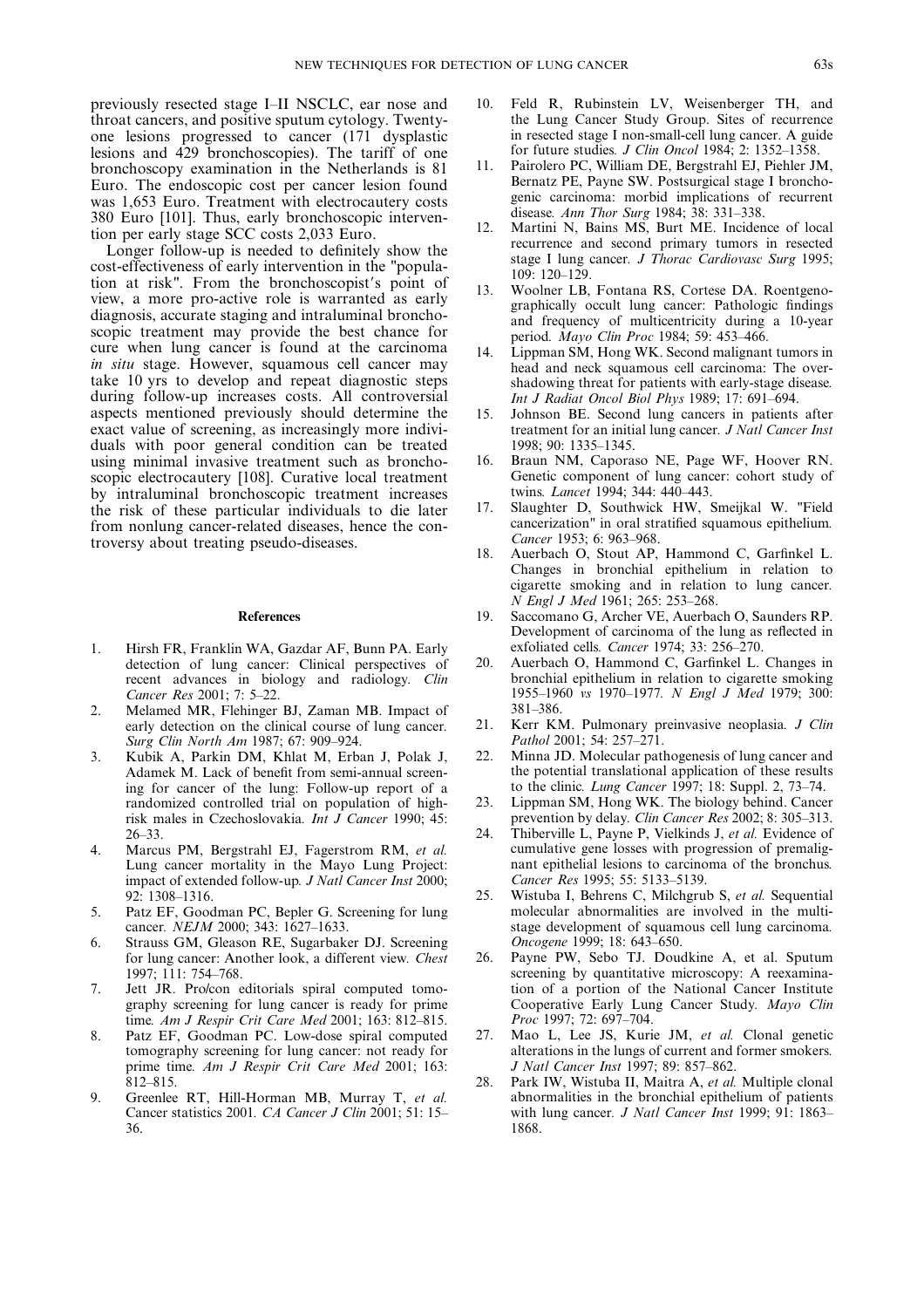previously resected stage I–II NSCLC, ear nose and throat cancers, and positive sputum cytology. Twenty-one lesions progressed to cancer (171 dysplastic lesions and 429 bronchoscopies). The tariff of one bronchoscopy examination in the Netherlands is 81 Euro. The endoscopic cost per cancer lesion found was 1,653 Euro. Treatment with electrocautery costs 380 Euro [101]. Thus, early bronchoscopic intervention per early stage SCC costs 2,033 Euro.

Longer follow-up is needed to definitely show the cost-effectiveness of early intervention in the "population at risk". From the bronchoscopist's point of view, a more pro-active role is warranted as early diagnosis, accurate staging and intraluminal bronchoscopic treatment may provide the best chance for cure when lung cancer is found at the carcinoma *in situ* stage. However, squamous cell cancer may take 10 yrs to develop and repeat diagnostic steps during follow-up increases costs. All controversial aspects mentioned previously should determine the exact value of screening, as increasingly more individuals with poor general condition can be treated using minimal invasive treatment such as bronchoscopic electrocautery [108]. Curative local treatment by intraluminal bronchoscopic treatment increases the risk of these particular individuals to die later from nonlung cancer-related diseases, hence the controversy about treating pseudo-diseases.

## References

1. Hirsh FR, Franklin WA, Gazdar AF, Bunn PA. Early detection of lung cancer: Clinical perspectives of recent advances in biology and radiology. *Clin Cancer Res* 2001; 7: 5–22.
2. Melamed MR, Flehinger BJ, Zaman MB. Impact of early detection on the clinical course of lung cancer. *Surg Clin North Am* 1987; 67: 909–924.
3. Kubik A, Parkin DM, Khlat M, Erban J, Polak J, Adamek M. Lack of benefit from semi-annual screening for cancer of the lung: Follow-up report of a randomized controlled trial on population of high-risk males in Czechoslovakia. *Int J Cancer* 1990; 45: 26–33.
4. Marcus PM, Bergstrahl EJ, Fagerstrom RM, *et al.* Lung cancer mortality in the Mayo Lung Project: impact of extended follow-up. *J Natl Cancer Inst* 2000; 92: 1308–1316.
5. Patz EF, Goodman PC, Bepler G. Screening for lung cancer. *NEJM* 2000; 343: 1627–1633.
6. Strauss GM, Gleason RE, Sugarbaker DJ. Screening for lung cancer: Another look, a different view. *Chest* 1997; 111: 754–768.
7. Jett JR. Pro/con editorials spiral computed tomography screening for lung cancer is ready for prime time. *Am J Respir Crit Care Med* 2001; 163: 812–815.
8. Patz EF, Goodman PC. Low-dose spiral computed tomography screening for lung cancer: not ready for prime time. *Am J Respir Crit Care Med* 2001; 163: 812–815.
9. Greenlee RT, Hill-Horman MB, Murray T, *et al.* Cancer statistics 2001. *CA Cancer J Clin* 2001; 51: 15–36.
10. Feld R, Rubinstein LV, Weisenberger TH, and the Lung Cancer Study Group. Sites of recurrence in resected stage I non-small-cell lung cancer. A guide for future studies. *J Clin Oncol* 1984; 2: 1352–1358.
11. Pairolero PC, William DE, Bergstrahl EJ, Piehler JM, Bernatz PE, Payne SW. Postsurgical stage I bronchogenic carcinoma: morbid implications of recurrent disease. *Ann Thor Surg* 1984; 38: 331–338.
12. Martini N, Bains MS, Burt ME. Incidence of local recurrence and second primary tumors in resected stage I lung cancer. *J Thorac Cardiovasc Surg* 1995; 109: 120–129.
13. Woolner LB, Fontana RS, Cortese DA. Roentgenographically occult lung cancer: Pathologic findings and frequency of multicentricity during a 10-year period. *Mayo Clin Proc* 1984; 59: 453–466.
14. Lippman SM, Hong WK. Second malignant tumors in head and neck squamous cell carcinoma: The overshadowing threat for patients with early-stage disease. *Int J Radiat Oncol Biol Phys* 1989; 17: 691–694.
15. Johnson BE. Second lung cancers in patients after treatment for an initial lung cancer. *J Natl Cancer Inst* 1998; 90: 1335–1345.
16. Braun NM, Caporaso NE, Page WF, Hoover RN. Genetic component of lung cancer: cohort study of twins. *Lancet* 1994; 344: 440–443.
17. Slaughter D, Southwick HW, Smeijkal W. "Field cancerization" in oral stratified squamous epithelium. *Cancer* 1953; 6: 963–968.
18. Auerbach O, Stout AP, Hammond C, Garfinkel L. Changes in bronchial epithelium in relation to cigarette smoking and in relation to lung cancer. *N Engl J Med* 1961; 265: 253–268.
19. Saccomano G, Archer VE, Auerbach O, Saunders RP. Development of carcinoma of the lung as reflected in exfoliated cells. *Cancer* 1974; 33: 256–270.
20. Auerbach O, Hammond C, Garfinkel L. Changes in bronchial epithelium in relation to cigarette smoking 1955–1960 *vs* 1970–1977. *N Engl J Med* 1979; 300: 381–386.
21. Kerr KM. Pulmonary preinvasive neoplasia. *J Clin Pathol* 2001; 54: 257–271.
22. Minna JD. Molecular pathogenesis of lung cancer and the potential translational application of these results to the clinic. *Lung Cancer* 1997; 18: Suppl. 2, 73–74.
23. Lippman SM, Hong WK. The biology behind. Cancer prevention by delay. *Clin Cancer Res* 2002; 8: 305–313.
24. Thiberville L, Payne P, Vielkinds J, *et al.* Evidence of cumulative gene losses with progression of premalignant epithelial lesions to carcinoma of the bronchus. *Cancer Res* 1995; 55: 5133–5139.
25. Wistuba I, Behrens C, Milchgrub S, *et al.* Sequential molecular abnormalities are involved in the multistage development of squamous cell lung carcinoma. *Oncogene* 1999; 18: 643–650.
26. Payne PW, Sebo TJ. Doudkine A, et al. Sputum screening by quantitative microscopy: A reexamination of a portion of the National Cancer Institute Cooperative Early Lung Cancer Study. *Mayo Clin Proc* 1997; 72: 697–704.
27. Mao L, Lee JS, Kurie JM, *et al.* Clonal genetic alterations in the lungs of current and former smokers. *J Natl Cancer Inst* 1997; 89: 857–862.
28. Park IW, Wistuba II, Maitra A, *et al.* Multiple clonal abnormalities in the bronchial epithelium of patients with lung cancer. *J Natl Cancer Inst* 1999; 91: 1863–1868.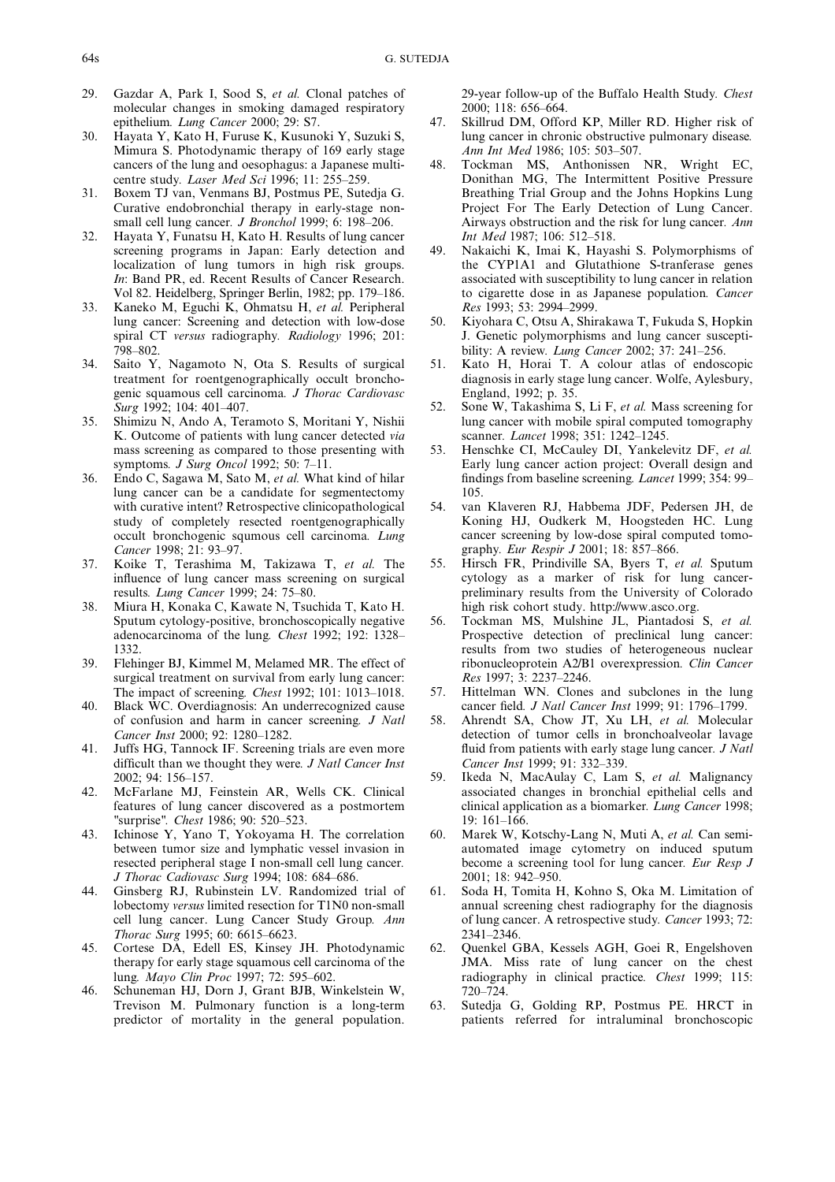29. Gazdar A, Park I, Sood S, *et al.* Clonal patches of molecular changes in smoking damaged respiratory epithelium. *Lung Cancer* 2000; 29: S7.
30. Hayata Y, Kato H, Furuse K, Kusunoki Y, Suzuki S, Mimura S. Photodynamic therapy of 169 early stage cancers of the lung and oesophagus: a Japanese multicentre study. *Laser Med Sci* 1996; 11: 255–259.
31. Boxem TJ van, Venmans BJ, Postmus PE, Sutedja G. Curative endobronchial therapy in early-stage non-small cell lung cancer. *J Bronchol* 1999; 6: 198–206.
32. Hayata Y, Funatsu H, Kato H. Results of lung cancer screening programs in Japan: Early detection and localization of lung tumors in high risk groups. *In*: Band PR, ed. Recent Results of Cancer Research. Vol 82. Heidelberg, Springer Berlin, 1982; pp. 179–186.
33. Kaneko M, Eguchi K, Ohmatsu H, *et al.* Peripheral lung cancer: Screening and detection with low-dose spiral CT *versus* radiography. *Radiology* 1996; 201: 798–802.
34. Saito Y, Nagamoto N, Ota S. Results of surgical treatment for roentgenographically occult bronchogenic squamous cell carcinoma. *J Thorac Cardiovasc Surg* 1992; 104: 401–407.
35. Shimizu N, Ando A, Teramoto S, Moritani Y, Nishii K. Outcome of patients with lung cancer detected *via* mass screening as compared to those presenting with symptoms. *J Surg Oncol* 1992; 50: 7–11.
36. Endo C, Sagawa M, Sato M, *et al.* What kind of hilar lung cancer can be a candidate for segmentectomy with curative intent? Retrospective clinicopathological study of completely resected roentgenographically occult bronchogenic squmous cell carcinoma. *Lung Cancer* 1998; 21: 93–97.
37. Koike T, Terashima M, Takizawa T, *et al.* The influence of lung cancer mass screening on surgical results. *Lung Cancer* 1999; 24: 75–80.
38. Miura H, Konaka C, Kawate N, Tsuchida T, Kato H. Sputum cytology-positive, bronchoscopically negative adenocarcinoma of the lung. *Chest* 1992; 192: 1328–1332.
39. Flehinger BJ, Kimmel M, Melamed MR. The effect of surgical treatment on survival from early lung cancer: The impact of screening. *Chest* 1992; 101: 1013–1018.
40. Black WC. Overdiagnosis: An underrecognized cause of confusion and harm in cancer screening. *J Natl Cancer Inst* 2000; 92: 1280–1282.
41. Juffs HG, Tannock IF. Screening trials are even more difficult than we thought they were. *J Natl Cancer Inst* 2002; 94: 156–157.
42. McFarlane MJ, Feinstein AR, Wells CK. Clinical features of lung cancer discovered as a postmortem "surprise". *Chest* 1986; 90: 520–523.
43. Ichinose Y, Yano T, Yokoyama H. The correlation between tumor size and lymphatic vessel invasion in resected peripheral stage I non-small cell lung cancer. *J Thorac Cadiovasc Surg* 1994; 108: 684–686.
44. Ginsberg RJ, Rubinstein LV. Randomized trial of lobectomy *versus* limited resection for T1N0 non-small cell lung cancer. Lung Cancer Study Group. *Ann Thorac Surg* 1995; 60: 6615–6623.
45. Cortese DA, Edell ES, Kinsey JH. Photodynamic therapy for early stage squamous cell carcinoma of the lung. *Mayo Clin Proc* 1997; 72: 595–602.
46. Schuneman HJ, Dorn J, Grant BJB, Winkelstein W, Trevison M. Pulmonary function is a long-term predictor of mortality in the general population. 29-year follow-up of the Buffalo Health Study. *Chest* 2000; 118: 656–664.
47. Skillrud DM, Offord KP, Miller RD. Higher risk of lung cancer in chronic obstructive pulmonary disease. *Ann Int Med* 1986; 105: 503–507.
48. Tockman MS, Anthonissen NR, Wright EC, Donithan MG, The Intermittent Positive Pressure Breathing Trial Group and the Johns Hopkins Lung Project For The Early Detection of Lung Cancer. Airways obstruction and the risk for lung cancer. *Ann Int Med* 1987; 106: 512–518.
49. Nakaichi K, Imai K, Hayashi S. Polymorphisms of the CYP1A1 and Glutathione S-tranferase genes associated with susceptibility to lung cancer in relation to cigarette dose in as Japanese population. *Cancer Res* 1993; 53: 2994–2999.
50. Kiyohara C, Otsu A, Shirakawa T, Fukuda S, Hopkin J. Genetic polymorphisms and lung cancer susceptibility: A review. *Lung Cancer* 2002; 37: 241–256.
51. Kato H, Horai T. A colour atlas of endoscopic diagnosis in early stage lung cancer. Wolfe, Aylesbury, England, 1992; p. 35.
52. Sone W, Takashima S, Li F, *et al.* Mass screening for lung cancer with mobile spiral computed tomography scanner. *Lancet* 1998; 351: 1242–1245.
53. Henschke CI, McCauley DI, Yankelevitz DF, *et al.* Early lung cancer action project: Overall design and findings from baseline screening. *Lancet* 1999; 354: 99–105.
54. van Klaveren RJ, Habbema JDF, Pedersen JH, de Koning HJ, Oudkerk M, Hoogsteden HC. Lung cancer screening by low-dose spiral computed tomography. *Eur Respir J* 2001; 18: 857–866.
55. Hirsch FR, Prindiville SA, Byers T, *et al.* Sputum cytology as a marker of risk for lung cancer-preliminary results from the University of Colorado high risk cohort study. http://www.asco.org.
56. Tockman MS, Mulshine JL, Piantadosi S, *et al.* Prospective detection of preclinical lung cancer: results from two studies of heterogeneous nuclear ribonucleoprotein A2/B1 overexpression. *Clin Cancer Res* 1997; 3: 2237–2246.
57. Hittelman WN. Clones and subclones in the lung cancer field. *J Natl Cancer Inst* 1999; 91: 1796–1799.
58. Ahrendt SA, Chow JT, Xu LH, *et al.* Molecular detection of tumor cells in bronchoalveolar lavage fluid from patients with early stage lung cancer. *J Natl Cancer Inst* 1999; 91: 332–339.
59. Ikeda N, MacAulay C, Lam S, *et al.* Malignancy associated changes in bronchial epithelial cells and clinical application as a biomarker. *Lung Cancer* 1998; 19: 161–166.
60. Marek W, Kotschy-Lang N, Muti A, *et al.* Can semi-automated image cytometry on induced sputum become a screening tool for lung cancer. *Eur Resp J* 2001; 18: 942–950.
61. Soda H, Tomita H, Kohno S, Oka M. Limitation of annual screening chest radiography for the diagnosis of lung cancer. A retrospective study. *Cancer* 1993; 72: 2341–2346.
62. Quenkel GBA, Kessels AGH, Goei R, Engelshoven JMA. Miss rate of lung cancer on the chest radiography in clinical practice. *Chest* 1999; 115: 720–724.
63. Sutedja G, Golding RP, Postmus PE. HRCT in patients referred for intraluminal bronchoscopic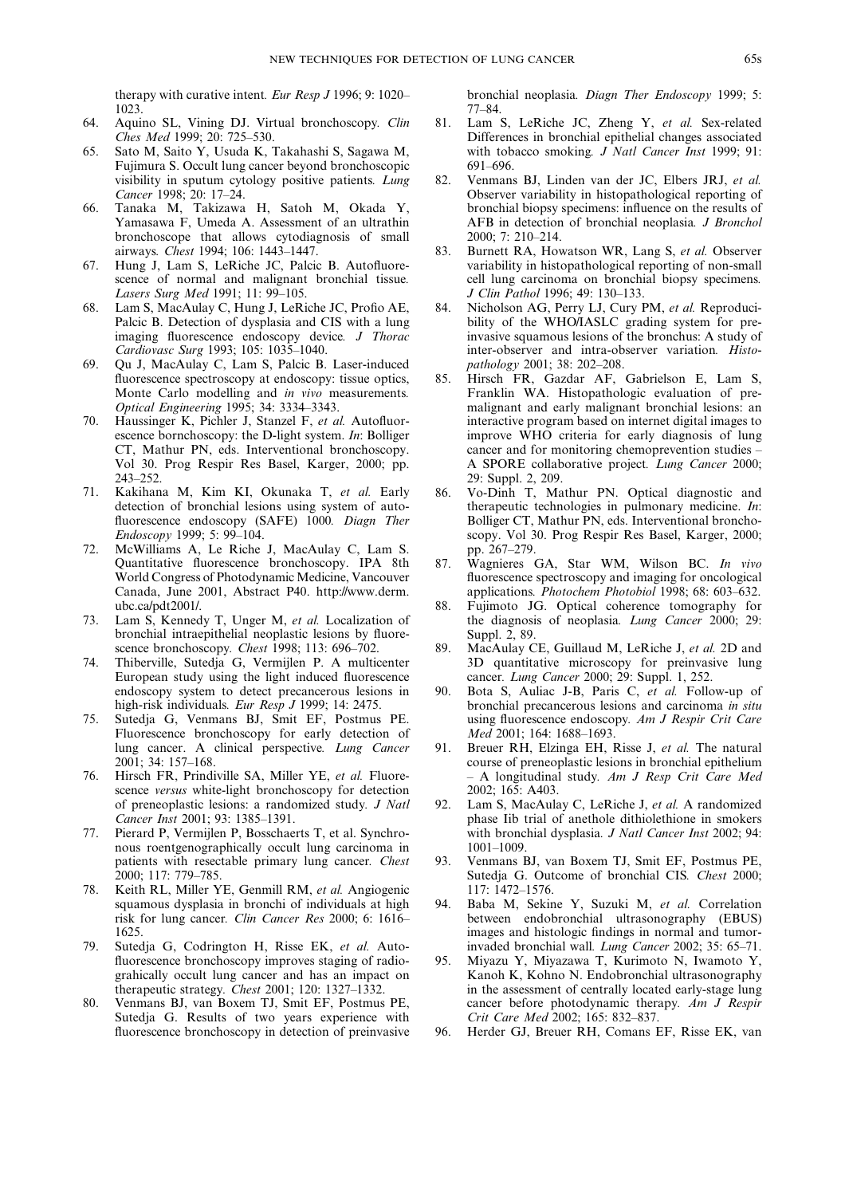therapy with curative intent. *Eur Resp J* 1996; 9: 1020–1023.

64. Aquino SL, Vining DJ. Virtual bronchoscopy. *Clin Ches Med* 1999; 20: 725–530.
65. Sato M, Saito Y, Usuda K, Takahashi S, Sagawa M, Fujimura S. Occult lung cancer beyond bronchoscopic visibility in sputum cytology positive patients. *Lung Cancer* 1998; 20: 17–24.
66. Tanaka M, Takizawa H, Satoh M, Okada Y, Yamasawa F, Umeda A. Assessment of an ultrathin bronchoscope that allows cytodiagnosis of small airways. *Chest* 1994; 106: 1443–1447.
67. Hung J, Lam S, LeRiche JC, Palcic B. Autofluorescence of normal and malignant bronchial tissue. *Lasers Surg Med* 1991; 11: 99–105.
68. Lam S, MacAulay C, Hung J, LeRiche JC, Profio AE, Palcic B. Detection of dysplasia and CIS with a lung imaging fluorescence endoscopy device. *J Thorac Cardiovasc Surg* 1993; 105: 1035–1040.
69. Qu J, MacAulay C, Lam S, Palcic B. Laser-induced fluorescence spectroscopy at endoscopy: tissue optics, Monte Carlo modelling and *in vivo* measurements. *Optical Engineering* 1995; 34: 3334–3343.
70. Haussinger K, Pichler J, Stanzel F, *et al.* Autofluorescence bornchoscopy: the D-light system. *In*: Bolliger CT, Mathur PN, eds. Interventional bronchoscopy. Vol 30. Prog Respir Res Basel, Karger, 2000; pp. 243–252.
71. Kakihana M, Kim KI, Okunaka T, *et al.* Early detection of bronchial lesions using system of autofluorescence endoscopy (SAFE) 1000. *Diagn Ther Endoscopy* 1999; 5: 99–104.
72. McWilliams A, Le Riche J, MacAulay C, Lam S. Quantitative fluorescence bronchoscopy. IPA 8th World Congress of Photodynamic Medicine, Vancouver Canada, June 2001, Abstract P40. http://www.derm.ubc.ca/pdt2001/.
73. Lam S, Kennedy T, Unger M, *et al.* Localization of bronchial intraepithelial neoplastic lesions by fluorescence bronchoscopy. *Chest* 1998; 113: 696–702.
74. Thiberville, Sutedja G, Vermijlen P. A multicenter European study using the light induced fluorescence endoscopy system to detect precancerous lesions in high-risk individuals. *Eur Resp J* 1999; 14: 2475.
75. Sutedja G, Venmans BJ, Smit EF, Postmus PE. Fluorescence bronchoscopy for early detection of lung cancer. A clinical perspective. *Lung Cancer* 2001; 34: 157–168.
76. Hirsch FR, Prindiville SA, Miller YE, *et al.* Fluorescence *versus* white-light bronchoscopy for detection of preneoplastic lesions: a randomized study. *J Natl Cancer Inst* 2001; 93: 1385–1391.
77. Pierard P, Vermijlen P, Bosschaerts T, et al. Synchronous roentgenographically occult lung carcinoma in patients with resectable primary lung cancer. *Chest* 2000; 117: 779–785.
78. Keith RL, Miller YE, Genmill RM, *et al.* Angiogenic squamous dysplasia in bronchi of individuals at high risk for lung cancer. *Clin Cancer Res* 2000; 6: 1616–1625.
79. Sutedja G, Codrington H, Risse EK, *et al.* Autofluorescence bronchoscopy improves staging of radiograhically occult lung cancer and has an impact on therapeutic strategy. *Chest* 2001; 120: 1327–1332.
80. Venmans BJ, van Boxem TJ, Smit EF, Postmus PE, Sutedja G. Results of two years experience with fluorescence bronchoscopy in detection of preinvasive bronchial neoplasia. *Diagn Ther Endoscopy* 1999; 5: 77–84.
81. Lam S, LeRiche JC, Zheng Y, *et al.* Sex-related Differences in bronchial epithelial changes associated with tobacco smoking. *J Natl Cancer Inst* 1999; 91: 691–696.
82. Venmans BJ, Linden van der JC, Elbers JRJ, *et al.* Observer variability in histopathological reporting of bronchial biopsy specimens: influence on the results of AFB in detection of bronchial neoplasia. *J Bronchol* 2000; 7: 210–214.
83. Burnett RA, Howatson WR, Lang S, *et al.* Observer variability in histopathological reporting of non-small cell lung carcinoma on bronchial biopsy specimens. *J Clin Pathol* 1996; 49: 130–133.
84. Nicholson AG, Perry LJ, Cury PM, *et al.* Reproducibility of the WHO/IASLC grading system for preinvasive squamous lesions of the bronchus: A study of inter-observer and intra-observer variation. *Histopathology* 2001; 38: 202–208.
85. Hirsch FR, Gazdar AF, Gabrielson E, Lam S, Franklin WA. Histopathologic evaluation of premalignant and early malignant bronchial lesions: an interactive program based on internet digital images to improve WHO criteria for early diagnosis of lung cancer and for monitoring chemoprevention studies – A SPORE collaborative project. *Lung Cancer* 2000; 29: Suppl. 2, 209.
86. Vo-Dinh T, Mathur PN. Optical diagnostic and therapeutic technologies in pulmonary medicine. *In*: Bolliger CT, Mathur PN, eds. Interventional bronchoscopy. Vol 30. Prog Respir Res Basel, Karger, 2000; pp. 267–279.
87. Wagnieres GA, Star WM, Wilson BC. *In vivo* fluorescence spectroscopy and imaging for oncological applications. *Photochem Photobiol* 1998; 68: 603–632.
88. Fujimoto JG. Optical coherence tomography for the diagnosis of neoplasia. *Lung Cancer* 2000; 29: Suppl. 2, 89.
89. MacAulay CE, Guillaud M, LeRiche J, *et al.* 2D and 3D quantitative microscopy for preinvasive lung cancer. *Lung Cancer* 2000; 29: Suppl. 1, 252.
90. Bota S, Auliac J-B, Paris C, *et al.* Follow-up of bronchial precancerous lesions and carcinoma *in situ* using fluorescence endoscopy. *Am J Respir Crit Care Med* 2001; 164: 1688–1693.
91. Breuer RH, Elzinga EH, Risse J, *et al.* The natural course of preneoplastic lesions in bronchial epithelium – A longitudinal study. *Am J Resp Crit Care Med* 2002; 165: A403.
92. Lam S, MacAulay C, LeRiche J, *et al.* A randomized phase Iib trial of anethole dithiolethione in smokers with bronchial dysplasia. *J Natl Cancer Inst* 2002; 94: 1001–1009.
93. Venmans BJ, van Boxem TJ, Smit EF, Postmus PE, Sutedja G. Outcome of bronchial CIS. *Chest* 2000; 117: 1472–1576.
94. Baba M, Sekine Y, Suzuki M, *et al.* Correlation between endobronchial ultrasonography (EBUS) images and histologic findings in normal and tumor-invaded bronchial wall. *Lung Cancer* 2002; 35: 65–71.
95. Miyazu Y, Miyazawa T, Kurimoto N, Iwamoto Y, Kanoh K, Kohno N. Endobronchial ultrasonography in the assessment of centrally located early-stage lung cancer before photodynamic therapy. *Am J Respir Crit Care Med* 2002; 165: 832–837.
96. Herder GJ, Breuer RH, Comans EF, Risse EK, van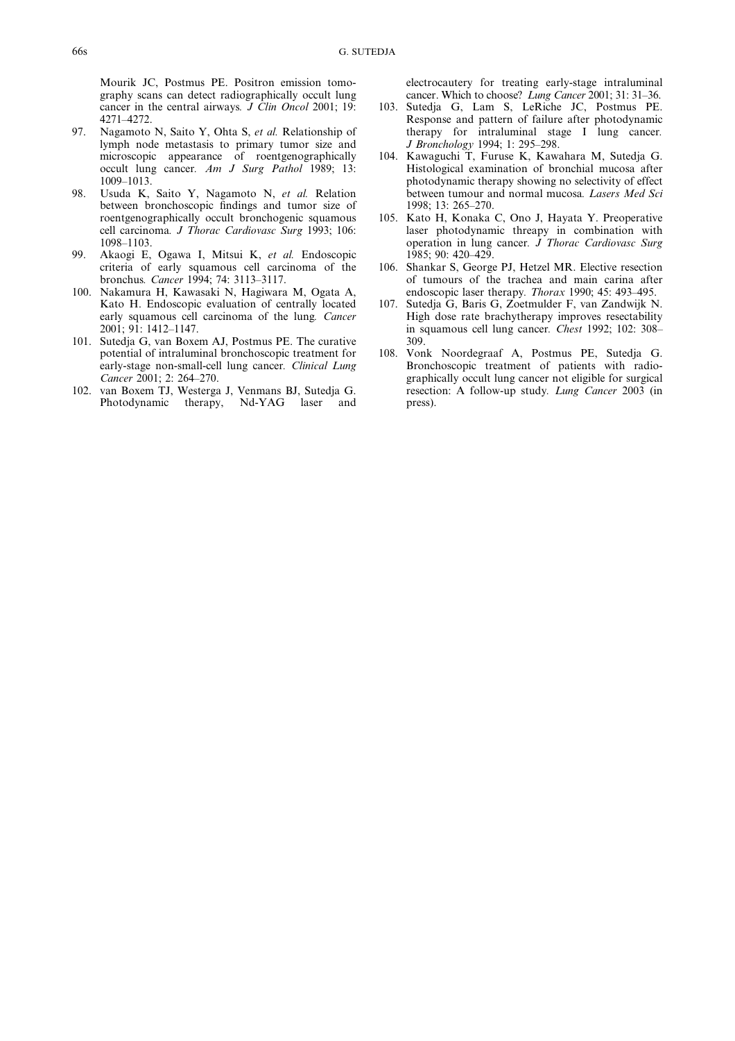Mourik JC, Postmus PE. Positron emission tomography scans can detect radiographically occult lung cancer in the central airways. *J Clin Oncol* 2001; 19: 4271–4272.

97. Nagamoto N, Saito Y, Ohta S, *et al.* Relationship of lymph node metastasis to primary tumor size and microscopic appearance of roentgenographically occult lung cancer. *Am J Surg Pathol* 1989; 13: 1009–1013.
98. Usuda K, Saito Y, Nagamoto N, *et al.* Relation between bronchoscopic findings and tumor size of roentgenographically occult bronchogenic squamous cell carcinoma. *J Thorac Cardiovasc Surg* 1993; 106: 1098–1103.
99. Akaogi E, Ogawa I, Mitsui K, *et al.* Endoscopic criteria of early squamous cell carcinoma of the bronchus. *Cancer* 1994; 74: 3113–3117.
100. Nakamura H, Kawasaki N, Hagiwara M, Ogata A, Kato H. Endoscopic evaluation of centrally located early squamous cell carcinoma of the lung. *Cancer* 2001; 91: 1412–1147.
101. Sutedja G, van Boxem AJ, Postmus PE. The curative potential of intraluminal bronchoscopic treatment for early-stage non-small-cell lung cancer. *Clinical Lung Cancer* 2001; 2: 264–270.
102. van Boxem TJ, Westerga J, Venmans BJ, Sutedja G. Photodynamic therapy, Nd-YAG laser and electrocautery for treating early-stage intraluminal cancer. Which to choose? *Lung Cancer* 2001; 31: 31–36.
103. Sutedja G, Lam S, LeRiche JC, Postmus PE. Response and pattern of failure after photodynamic therapy for intraluminal stage I lung cancer. *J Bronchology* 1994; 1: 295–298.
104. Kawaguchi T, Furuse K, Kawahara M, Sutedja G. Histological examination of bronchial mucosa after photodynamic therapy showing no selectivity of effect between tumour and normal mucosa. *Lasers Med Sci* 1998; 13: 265–270.
105. Kato H, Konaka C, Ono J, Hayata Y. Preoperative laser photodynamic threapy in combination with operation in lung cancer. *J Thorac Cardiovasc Surg* 1985; 90: 420–429.
106. Shankar S, George PJ, Hetzel MR. Elective resection of tumours of the trachea and main carina after endoscopic laser therapy. *Thorax* 1990; 45: 493–495.
107. Sutedja G, Baris G, Zoetmulder F, van Zandwijk N. High dose rate brachytherapy improves resectability in squamous cell lung cancer. *Chest* 1992; 102: 308–309.
108. Vonk Noordegraaf A, Postmus PE, Sutedja G. Bronchoscopic treatment of patients with radiographically occult lung cancer not eligible for surgical resection: A follow-up study. *Lung Cancer* 2003 (in press).